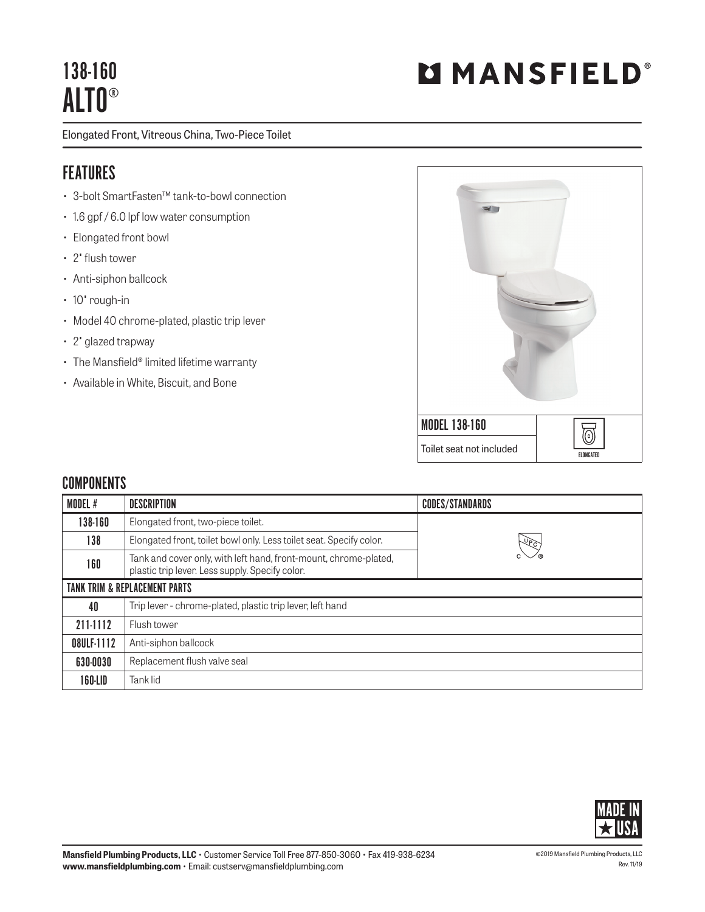# 138-160
# ALTO®

**MANSFIELD®**

Elongated Front, Vitreous China, Two-Piece Toilet

## FEATURES

- 3-bolt SmartFasten™ tank-to-bowl connection
- 1.6 gpf / 6.0 lpf low water consumption
- Elongated front bowl
- 2" flush tower
- Anti-siphon ballcock
- 10" rough-in
- Model 40 chrome-plated, plastic trip lever
- 2" glazed trapway
- The Mansfield® limited lifetime warranty
- Available in White, Biscuit, and Bone

**MODEL 138-160**

Toilet seat not included

ELONGATED

## COMPONENTS

| MODEL # | DESCRIPTION | CODES/STANDARDS |
|---|---|---|
| 138-160 | Elongated front, two-piece toilet. | cUPC® |
| 138 | Elongated front, toilet bowl only. Less toilet seat. Specify color. | |
| 160 | Tank and cover only, with left hand, front-mount, chrome-plated, plastic trip lever. Less supply. Specify color. | |
| **TANK TRIM & REPLACEMENT PARTS** | | |
| 40 | Trip lever - chrome-plated, plastic trip lever, left hand | |
| 211-1112 | Flush tower | |
| 08ULF-1112 | Anti-siphon ballcock | |
| 630-0030 | Replacement flush valve seal | |
| 160-LID | Tank lid | |

MADE IN USA

**Mansfield Plumbing Products, LLC** • Customer Service Toll Free 877-850-3060 • Fax 419-938-6234
**www.mansfieldplumbing.com** • Email: custserv@mansfieldplumbing.com

©2019 Mansfield Plumbing Products, LLC
Rev. 11/19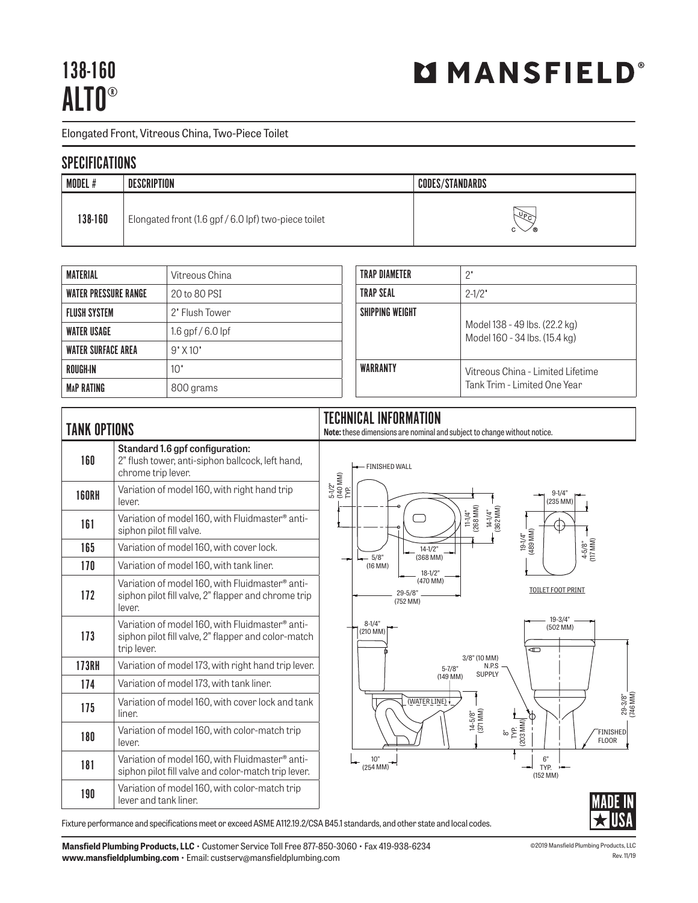# 138-160
# ALTO®

MANSFIELD®

Elongated Front, Vitreous China, Two-Piece Toilet

## SPECIFICATIONS

| MODEL # | DESCRIPTION | CODES/STANDARDS |
|---|---|---|
| 138-160 | Elongated front (1.6 gpf / 6.0 lpf) two-piece toilet | UPC |

| | |
|---|---|
| MATERIAL | Vitreous China |
| WATER PRESSURE RANGE | 20 to 80 PSI |
| FLUSH SYSTEM | 2" Flush Tower |
| WATER USAGE | 1.6 gpf / 6.0 lpf |
| WATER SURFACE AREA | 9" X 10" |
| ROUGH-IN | 10" |
| MaP RATING | 800 grams |

| | |
|---|---|
| TRAP DIAMETER | 2" |
| TRAP SEAL | 2-1/2" |
| SHIPPING WEIGHT | Model 138 - 49 lbs. (22.2 kg)<br>Model 160 - 34 lbs. (15.4 kg) |
| WARRANTY | Vitreous China - Limited Lifetime<br>Tank Trim - Limited One Year |

## TANK OPTIONS

| | |
|---|---|
| 160 | **Standard 1.6 gpf configuration:** 2" flush tower, anti-siphon ballcock, left hand, chrome trip lever. |
| 160RH | Variation of model 160, with right hand trip lever. |
| 161 | Variation of model 160, with Fluidmaster® anti-siphon pilot fill valve. |
| 165 | Variation of model 160, with cover lock. |
| 170 | Variation of model 160, with tank liner. |
| 172 | Variation of model 160, with Fluidmaster® anti-siphon pilot fill valve, 2" flapper and chrome trip lever. |
| 173 | Variation of model 160, with Fluidmaster® anti-siphon pilot fill valve, 2" flapper and color-match trip lever. |
| 173RH | Variation of model 173, with right hand trip lever. |
| 174 | Variation of model 173, with tank liner. |
| 175 | Variation of model 160, with cover lock and tank liner. |
| 180 | Variation of model 160, with color-match trip lever. |
| 181 | Variation of model 160, with Fluidmaster® anti-siphon pilot fill valve and color-match trip lever. |
| 190 | Variation of model 160, with color-match trip lever and tank liner. |

## TECHNICAL INFORMATION

**Note:** these dimensions are nominal and subject to change without notice.

FINISHED WALL
5-1/2" (140 MM) TYP.
11-1/4" (268 MM)
14-1/4" (362 MM)
14-1/2" (368 MM)
5/8" (16 MM)
18-1/2" (470 MM)
29-5/8" (752 MM)
9-1/4" (235 MM)
19-1/4" (489 MM)
4-5/8" (117 MM)
TOILET FOOT PRINT
8-1/4" (210 MM)
19-3/4" (502 MM)
3/8" (10 MM) N.P.S SUPPLY
5-7/8" (149 MM)
(WATER LINE)
14-5/8" (371 MM)
8" TYP. (203 MM)
29-3/8" (746 MM)
FINISHED FLOOR
10" (254 MM)
6" TYP. (152 MM)

MADE IN USA

Fixture performance and specifications meet or exceed ASME A112.19.2/CSA B45.1 standards, and other state and local codes.

**Mansfield Plumbing Products, LLC** • Customer Service Toll Free 877-850-3060 • Fax 419-938-6234
**www.mansfieldplumbing.com** • Email: custserv@mansfieldplumbing.com

©2019 Mansfield Plumbing Products, LLC
Rev. 11/19